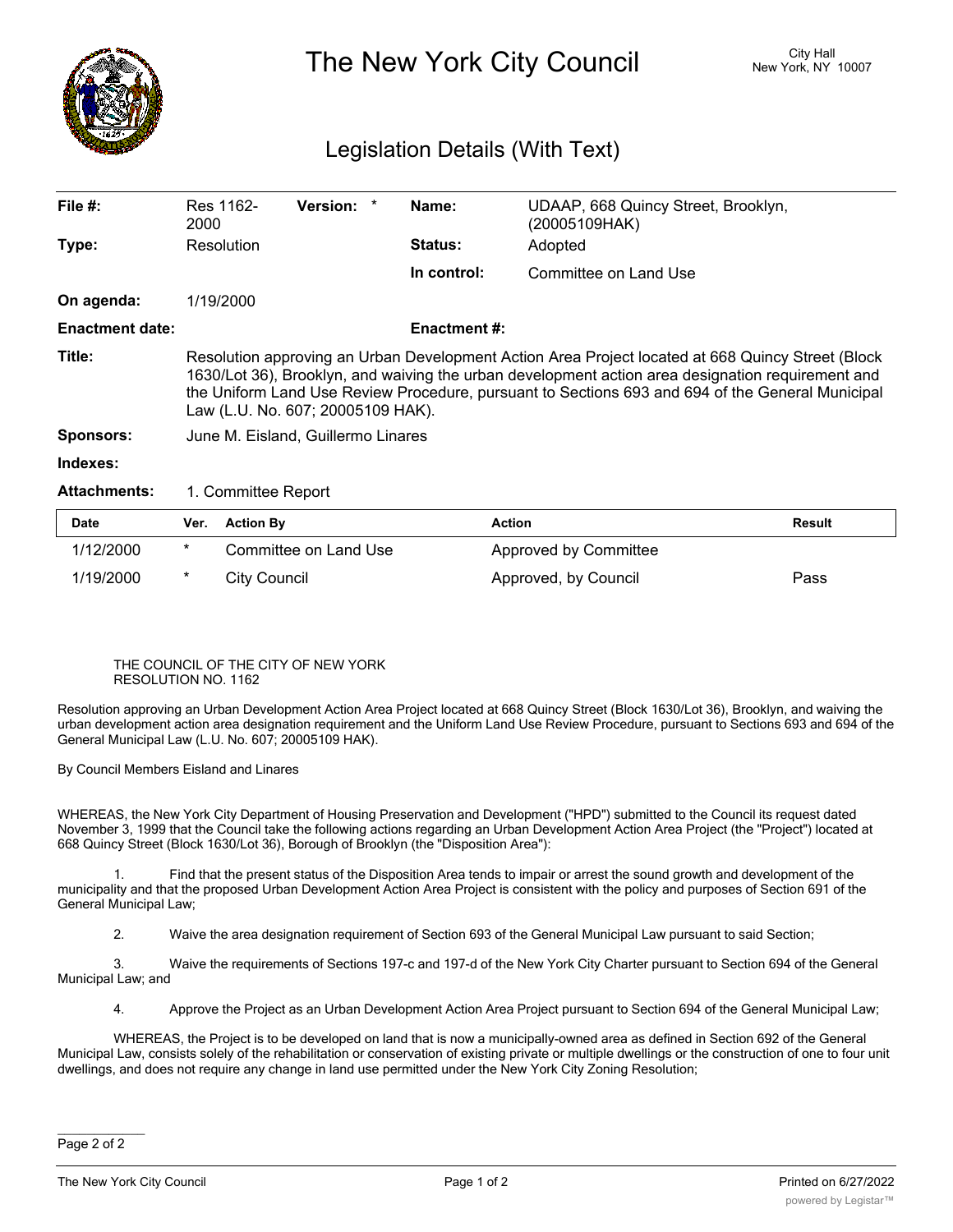# The New York City Council

City Hall
New York, NY 10007

## Legislation Details (With Text)

| | | | |
|---|---|---|---|
| **File #:** | Res 1162-2000 **Version:** * | **Name:** | UDAAP, 668 Quincy Street, Brooklyn, (20005109HAK) |
| **Type:** | Resolution | **Status:** | Adopted |
| | | **In control:** | Committee on Land Use |
| **On agenda:** | 1/19/2000 | | |
| **Enactment date:** | | **Enactment #:** | |

**Title:** Resolution approving an Urban Development Action Area Project located at 668 Quincy Street (Block 1630/Lot 36), Brooklyn, and waiving the urban development action area designation requirement and the Uniform Land Use Review Procedure, pursuant to Sections 693 and 694 of the General Municipal Law (L.U. No. 607; 20005109 HAK).

**Sponsors:** June M. Eisland, Guillermo Linares

**Indexes:**

**Attachments:** 1. Committee Report

| Date | Ver. | Action By | Action | Result |
|---|---|---|---|---|
| 1/12/2000 | * | Committee on Land Use | Approved by Committee | |
| 1/19/2000 | * | City Council | Approved, by Council | Pass |

THE COUNCIL OF THE CITY OF NEW YORK
RESOLUTION NO. 1162

Resolution approving an Urban Development Action Area Project located at 668 Quincy Street (Block 1630/Lot 36), Brooklyn, and waiving the urban development action area designation requirement and the Uniform Land Use Review Procedure, pursuant to Sections 693 and 694 of the General Municipal Law (L.U. No. 607; 20005109 HAK).

By Council Members Eisland and Linares

WHEREAS, the New York City Department of Housing Preservation and Development ("HPD") submitted to the Council its request dated November 3, 1999 that the Council take the following actions regarding an Urban Development Action Area Project (the "Project") located at 668 Quincy Street (Block 1630/Lot 36), Borough of Brooklyn (the "Disposition Area"):

1. Find that the present status of the Disposition Area tends to impair or arrest the sound growth and development of the municipality and that the proposed Urban Development Action Area Project is consistent with the policy and purposes of Section 691 of the General Municipal Law;

2. Waive the area designation requirement of Section 693 of the General Municipal Law pursuant to said Section;

3. Waive the requirements of Sections 197-c and 197-d of the New York City Charter pursuant to Section 694 of the General Municipal Law; and

4. Approve the Project as an Urban Development Action Area Project pursuant to Section 694 of the General Municipal Law;

WHEREAS, the Project is to be developed on land that is now a municipally-owned area as defined in Section 692 of the General Municipal Law, consists solely of the rehabilitation or conservation of existing private or multiple dwellings or the construction of one to four unit dwellings, and does not require any change in land use permitted under the New York City Zoning Resolution;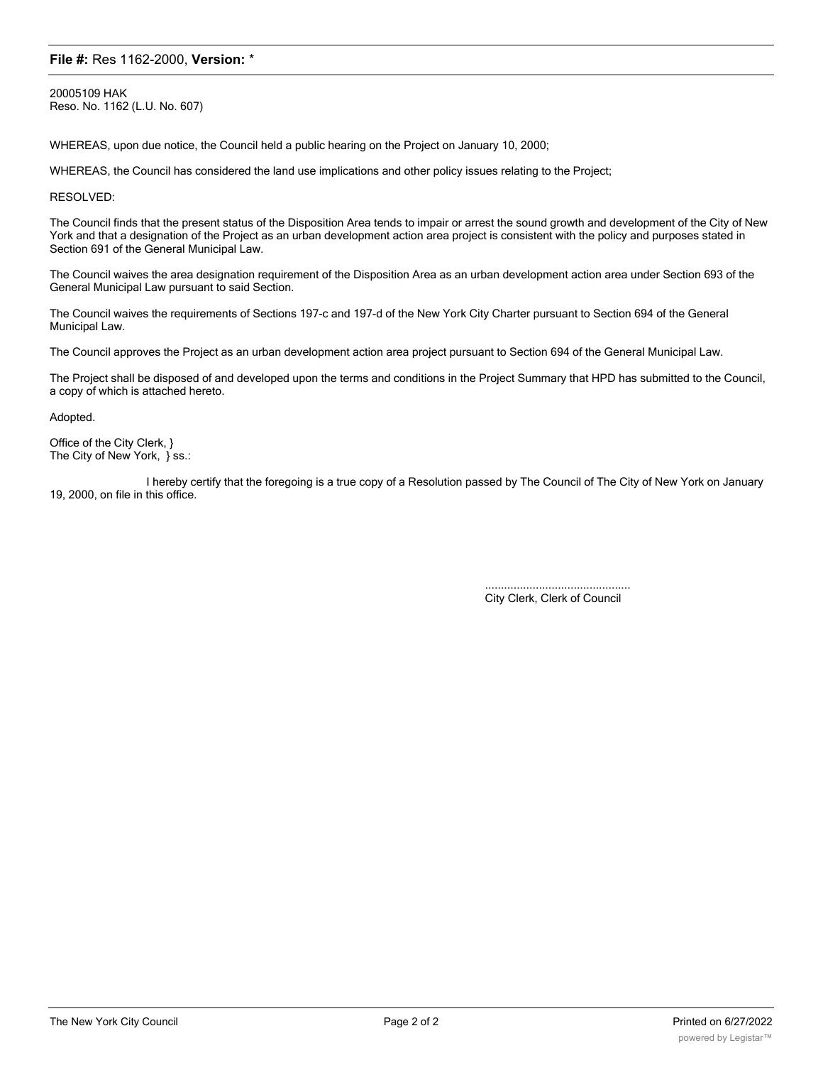**File #:** Res 1162-2000, **Version:** *

20005109 HAK
Reso. No. 1162 (L.U. No. 607)

WHEREAS, upon due notice, the Council held a public hearing on the Project on January 10, 2000;

WHEREAS, the Council has considered the land use implications and other policy issues relating to the Project;

RESOLVED:

The Council finds that the present status of the Disposition Area tends to impair or arrest the sound growth and development of the City of New York and that a designation of the Project as an urban development action area project is consistent with the policy and purposes stated in Section 691 of the General Municipal Law.

The Council waives the area designation requirement of the Disposition Area as an urban development action area under Section 693 of the General Municipal Law pursuant to said Section.

The Council waives the requirements of Sections 197-c and 197-d of the New York City Charter pursuant to Section 694 of the General Municipal Law.

The Council approves the Project as an urban development action area project pursuant to Section 694 of the General Municipal Law.

The Project shall be disposed of and developed upon the terms and conditions in the Project Summary that HPD has submitted to the Council, a copy of which is attached hereto.

Adopted.

Office of the City Clerk, }
The City of New York, } ss.:

I hereby certify that the foregoing is a true copy of a Resolution passed by The Council of The City of New York on January 19, 2000, on file in this office.

.............................................
City Clerk, Clerk of Council